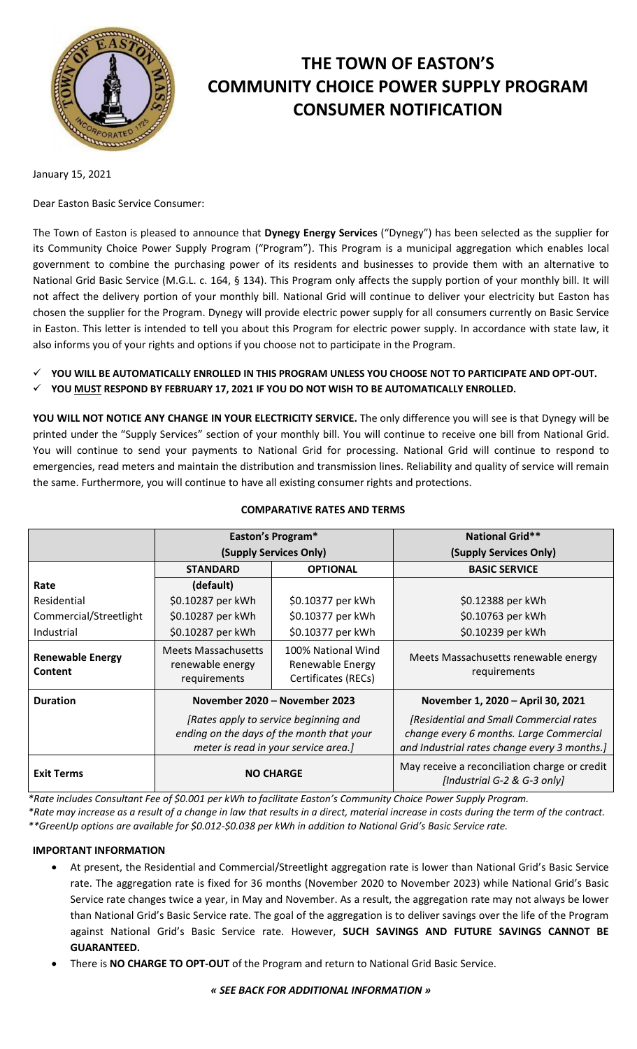# THE TOWN OF EASTON'S COMMUNITY CHOICE POWER SUPPLY PROGRAM CONSUMER NOTIFICATION

January 15, 2021

Dear Easton Basic Service Consumer:

The Town of Easton is pleased to announce that **Dynegy Energy Services** ("Dynegy") has been selected as the supplier for its Community Choice Power Supply Program ("Program"). This Program is a municipal aggregation which enables local government to combine the purchasing power of its residents and businesses to provide them with an alternative to National Grid Basic Service (M.G.L. c. 164, § 134). This Program only affects the supply portion of your monthly bill. It will not affect the delivery portion of your monthly bill. National Grid will continue to deliver your electricity but Easton has chosen the supplier for the Program. Dynegy will provide electric power supply for all consumers currently on Basic Service in Easton. This letter is intended to tell you about this Program for electric power supply. In accordance with state law, it also informs you of your rights and options if you choose not to participate in the Program.

- ✓ **YOU WILL BE AUTOMATICALLY ENROLLED IN THIS PROGRAM UNLESS YOU CHOOSE NOT TO PARTICIPATE AND OPT-OUT.**
- ✓ **YOU MUST RESPOND BY FEBRUARY 17, 2021 IF YOU DO NOT WISH TO BE AUTOMATICALLY ENROLLED.**

**YOU WILL NOT NOTICE ANY CHANGE IN YOUR ELECTRICITY SERVICE.** The only difference you will see is that Dynegy will be printed under the "Supply Services" section of your monthly bill. You will continue to receive one bill from National Grid. You will continue to send your payments to National Grid for processing. National Grid will continue to respond to emergencies, read meters and maintain the distribution and transmission lines. Reliability and quality of service will remain the same. Furthermore, you will continue to have all existing consumer rights and protections.

## COMPARATIVE RATES AND TERMS

| | **Easton's Program* (Supply Services Only)** | | **National Grid** (Supply Services Only)** |
|---|---|---|---|
| | **STANDARD** | **OPTIONAL** | **BASIC SERVICE** |
| **Rate** | (default) | | |
| Residential | $0.10287 per kWh | $0.10377 per kWh | $0.12388 per kWh |
| Commercial/Streetlight | $0.10287 per kWh | $0.10377 per kWh | $0.10763 per kWh |
| Industrial | $0.10287 per kWh | $0.10377 per kWh | $0.10239 per kWh |
| **Renewable Energy Content** | Meets Massachusetts renewable energy requirements | 100% National Wind Renewable Energy Certificates (RECs) | Meets Massachusetts renewable energy requirements |
| **Duration** | **November 2020 – November 2023** *[Rates apply to service beginning and ending on the days of the month that your meter is read in your service area.]* | | **November 1, 2020 – April 30, 2021** *[Residential and Small Commercial rates change every 6 months. Large Commercial and Industrial rates change every 3 months.]* |
| **Exit Terms** | **NO CHARGE** | | May receive a reconciliation charge or credit *[Industrial G-2 & G-3 only]* |

*\*Rate includes Consultant Fee of $0.001 per kWh to facilitate Easton's Community Choice Power Supply Program.*
*\*Rate may increase as a result of a change in law that results in a direct, material increase in costs during the term of the contract.*
*\*\*GreenUp options are available for $0.012-$0.038 per kWh in addition to National Grid's Basic Service rate.*

**IMPORTANT INFORMATION**

- At present, the Residential and Commercial/Streetlight aggregation rate is lower than National Grid's Basic Service rate. The aggregation rate is fixed for 36 months (November 2020 to November 2023) while National Grid's Basic Service rate changes twice a year, in May and November. As a result, the aggregation rate may not always be lower than National Grid's Basic Service rate. The goal of the aggregation is to deliver savings over the life of the Program against National Grid's Basic Service rate. However, **SUCH SAVINGS AND FUTURE SAVINGS CANNOT BE GUARANTEED.**
- There is **NO CHARGE TO OPT-OUT** of the Program and return to National Grid Basic Service.

***« SEE BACK FOR ADDITIONAL INFORMATION »***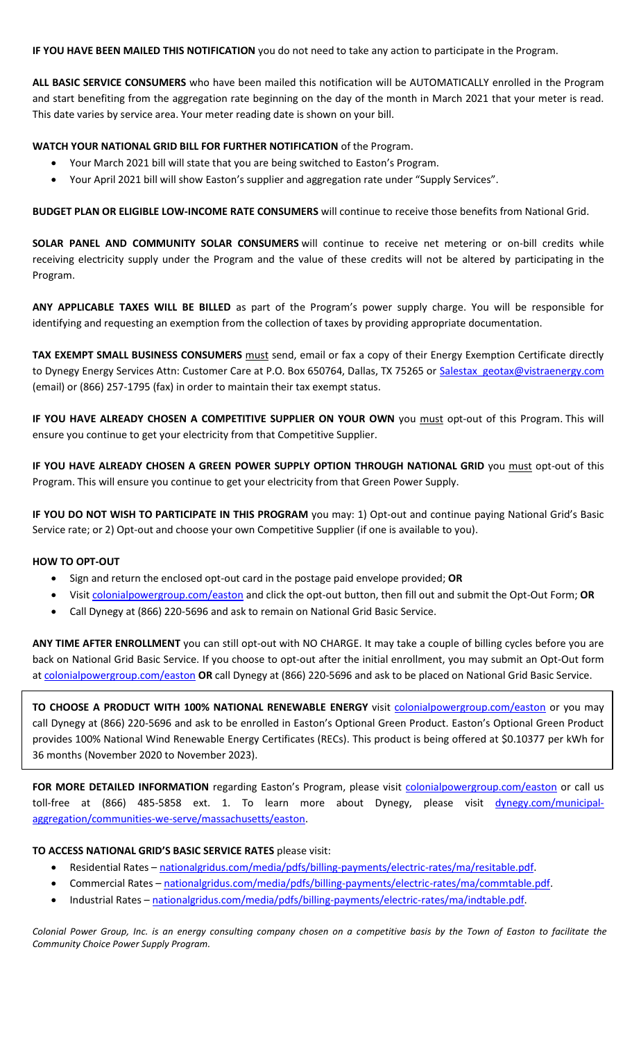**IF YOU HAVE BEEN MAILED THIS NOTIFICATION** you do not need to take any action to participate in the Program.

**ALL BASIC SERVICE CONSUMERS** who have been mailed this notification will be AUTOMATICALLY enrolled in the Program and start benefiting from the aggregation rate beginning on the day of the month in March 2021 that your meter is read. This date varies by service area. Your meter reading date is shown on your bill.

**WATCH YOUR NATIONAL GRID BILL FOR FURTHER NOTIFICATION** of the Program.

- Your March 2021 bill will state that you are being switched to Easton's Program.
- Your April 2021 bill will show Easton's supplier and aggregation rate under "Supply Services".

**BUDGET PLAN OR ELIGIBLE LOW-INCOME RATE CONSUMERS** will continue to receive those benefits from National Grid.

**SOLAR PANEL AND COMMUNITY SOLAR CONSUMERS** will continue to receive net metering or on-bill credits while receiving electricity supply under the Program and the value of these credits will not be altered by participating in the Program.

**ANY APPLICABLE TAXES WILL BE BILLED** as part of the Program's power supply charge. You will be responsible for identifying and requesting an exemption from the collection of taxes by providing appropriate documentation.

**TAX EXEMPT SMALL BUSINESS CONSUMERS** must send, email or fax a copy of their Energy Exemption Certificate directly to Dynegy Energy Services Attn: Customer Care at P.O. Box 650764, Dallas, TX 75265 or Salestax_geotax@vistraenergy.com (email) or (866) 257-1795 (fax) in order to maintain their tax exempt status.

**IF YOU HAVE ALREADY CHOSEN A COMPETITIVE SUPPLIER ON YOUR OWN** you must opt-out of this Program. This will ensure you continue to get your electricity from that Competitive Supplier.

**IF YOU HAVE ALREADY CHOSEN A GREEN POWER SUPPLY OPTION THROUGH NATIONAL GRID** you must opt-out of this Program. This will ensure you continue to get your electricity from that Green Power Supply.

**IF YOU DO NOT WISH TO PARTICIPATE IN THIS PROGRAM** you may: 1) Opt-out and continue paying National Grid's Basic Service rate; or 2) Opt-out and choose your own Competitive Supplier (if one is available to you).

**HOW TO OPT-OUT**

- Sign and return the enclosed opt-out card in the postage paid envelope provided; **OR**
- Visit colonialpowergroup.com/easton and click the opt-out button, then fill out and submit the Opt-Out Form; **OR**
- Call Dynegy at (866) 220-5696 and ask to remain on National Grid Basic Service.

**ANY TIME AFTER ENROLLMENT** you can still opt-out with NO CHARGE. It may take a couple of billing cycles before you are back on National Grid Basic Service. If you choose to opt-out after the initial enrollment, you may submit an Opt-Out form at colonialpowergroup.com/easton **OR** call Dynegy at (866) 220-5696 and ask to be placed on National Grid Basic Service.

**TO CHOOSE A PRODUCT WITH 100% NATIONAL RENEWABLE ENERGY** visit colonialpowergroup.com/easton or you may call Dynegy at (866) 220-5696 and ask to be enrolled in Easton's Optional Green Product. Easton's Optional Green Product provides 100% National Wind Renewable Energy Certificates (RECs). This product is being offered at $0.10377 per kWh for 36 months (November 2020 to November 2023).

**FOR MORE DETAILED INFORMATION** regarding Easton's Program, please visit colonialpowergroup.com/easton or call us toll-free at (866) 485-5858 ext. 1. To learn more about Dynegy, please visit dynegy.com/municipal-aggregation/communities-we-serve/massachusetts/easton.

**TO ACCESS NATIONAL GRID'S BASIC SERVICE RATES** please visit:

- Residential Rates – nationalgridus.com/media/pdfs/billing-payments/electric-rates/ma/resitable.pdf.
- Commercial Rates – nationalgridus.com/media/pdfs/billing-payments/electric-rates/ma/commtable.pdf.
- Industrial Rates – nationalgridus.com/media/pdfs/billing-payments/electric-rates/ma/indtable.pdf.

*Colonial Power Group, Inc. is an energy consulting company chosen on a competitive basis by the Town of Easton to facilitate the Community Choice Power Supply Program.*